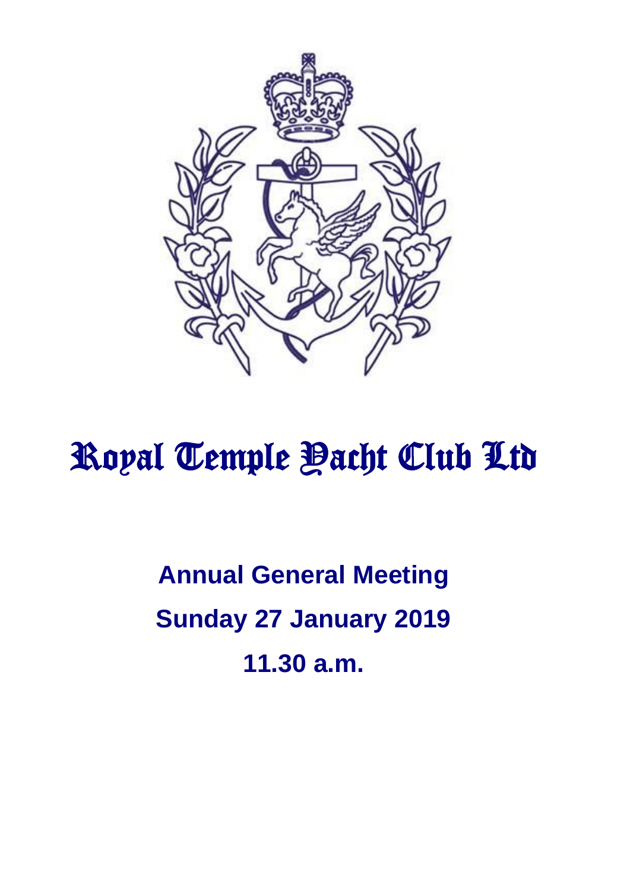# Royal Temple Yacht Club Ltd

**Annual General Meeting**

**Sunday 27 January 2019**

**11.30 a.m.**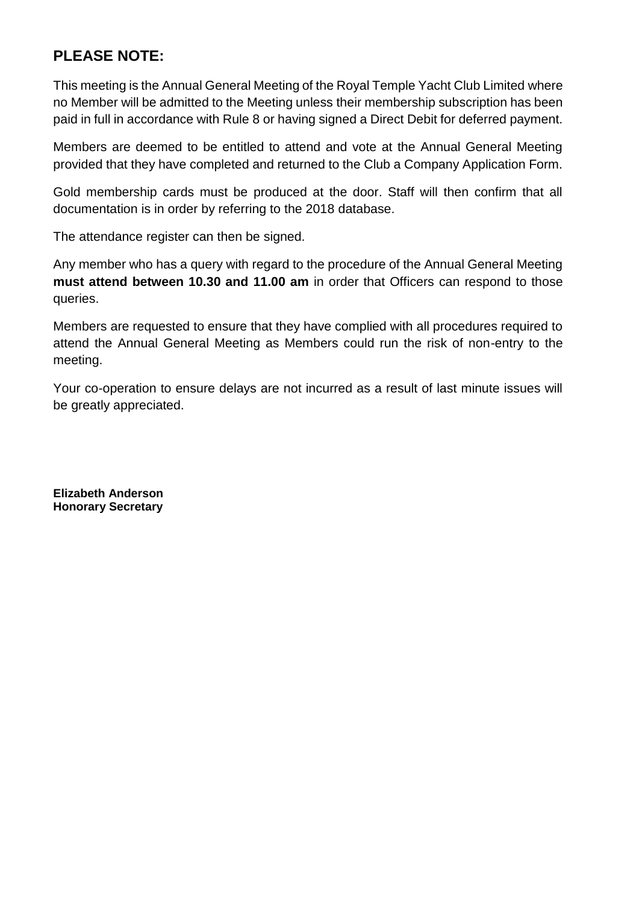## PLEASE NOTE:

This meeting is the Annual General Meeting of the Royal Temple Yacht Club Limited where no Member will be admitted to the Meeting unless their membership subscription has been paid in full in accordance with Rule 8 or having signed a Direct Debit for deferred payment.

Members are deemed to be entitled to attend and vote at the Annual General Meeting provided that they have completed and returned to the Club a Company Application Form.

Gold membership cards must be produced at the door. Staff will then confirm that all documentation is in order by referring to the 2018 database.

The attendance register can then be signed.

Any member who has a query with regard to the procedure of the Annual General Meeting **must attend between 10.30 and 11.00 am** in order that Officers can respond to those queries.

Members are requested to ensure that they have complied with all procedures required to attend the Annual General Meeting as Members could run the risk of non-entry to the meeting.

Your co-operation to ensure delays are not incurred as a result of last minute issues will be greatly appreciated.

**Elizabeth Anderson**
**Honorary Secretary**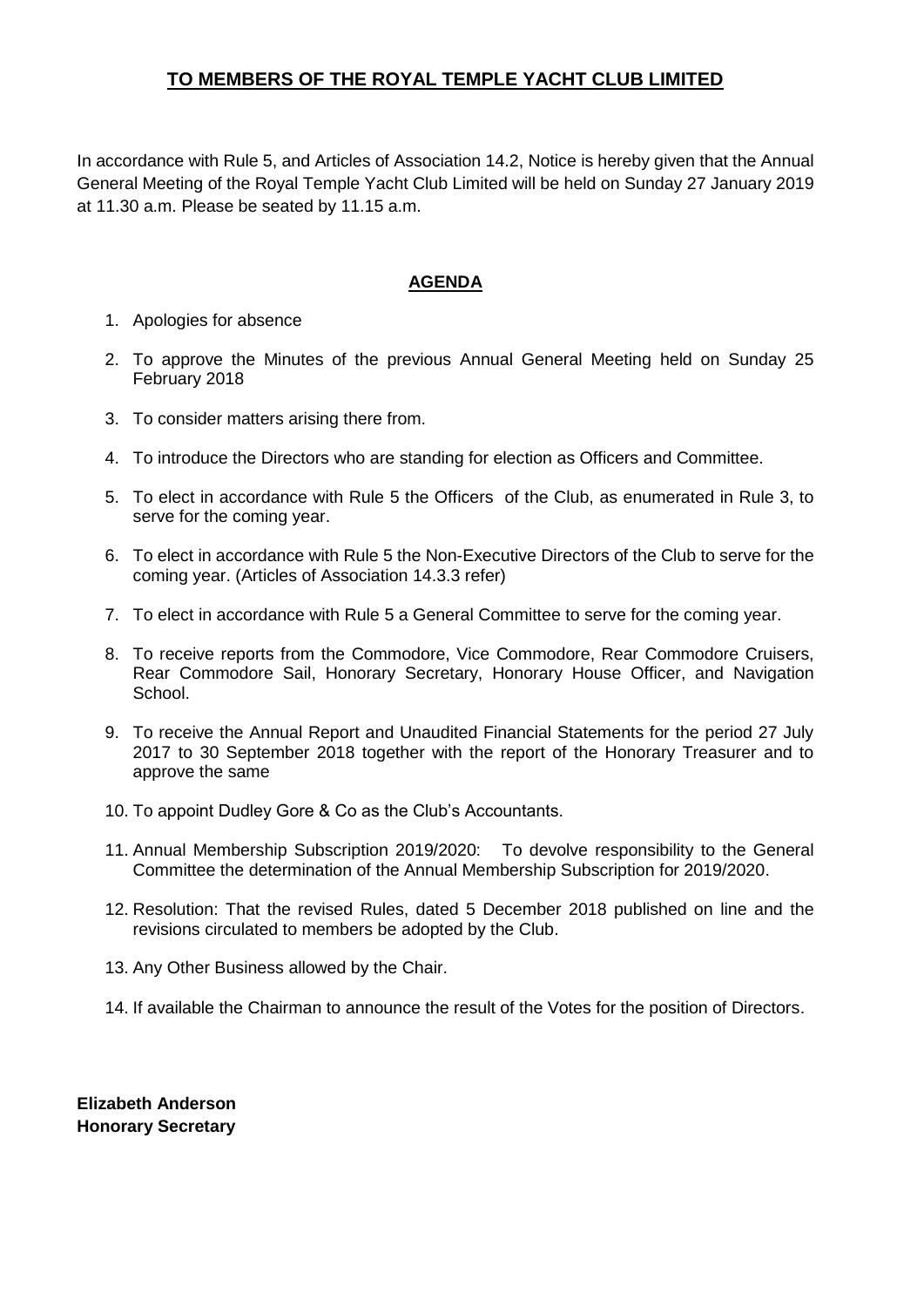# TO MEMBERS OF THE ROYAL TEMPLE YACHT CLUB LIMITED

In accordance with Rule 5, and Articles of Association 14.2, Notice is hereby given that the Annual General Meeting of the Royal Temple Yacht Club Limited will be held on Sunday 27 January 2019 at 11.30 a.m. Please be seated by 11.15 a.m.

## AGENDA

1. Apologies for absence
2. To approve the Minutes of the previous Annual General Meeting held on Sunday 25 February 2018
3. To consider matters arising there from.
4. To introduce the Directors who are standing for election as Officers and Committee.
5. To elect in accordance with Rule 5 the Officers of the Club, as enumerated in Rule 3, to serve for the coming year.
6. To elect in accordance with Rule 5 the Non-Executive Directors of the Club to serve for the coming year. (Articles of Association 14.3.3 refer)
7. To elect in accordance with Rule 5 a General Committee to serve for the coming year.
8. To receive reports from the Commodore, Vice Commodore, Rear Commodore Cruisers, Rear Commodore Sail, Honorary Secretary, Honorary House Officer, and Navigation School.
9. To receive the Annual Report and Unaudited Financial Statements for the period 27 July 2017 to 30 September 2018 together with the report of the Honorary Treasurer and to approve the same
10. To appoint Dudley Gore & Co as the Club's Accountants.
11. Annual Membership Subscription 2019/2020: To devolve responsibility to the General Committee the determination of the Annual Membership Subscription for 2019/2020.
12. Resolution: That the revised Rules, dated 5 December 2018 published on line and the revisions circulated to members be adopted by the Club.
13. Any Other Business allowed by the Chair.
14. If available the Chairman to announce the result of the Votes for the position of Directors.

**Elizabeth Anderson**
**Honorary Secretary**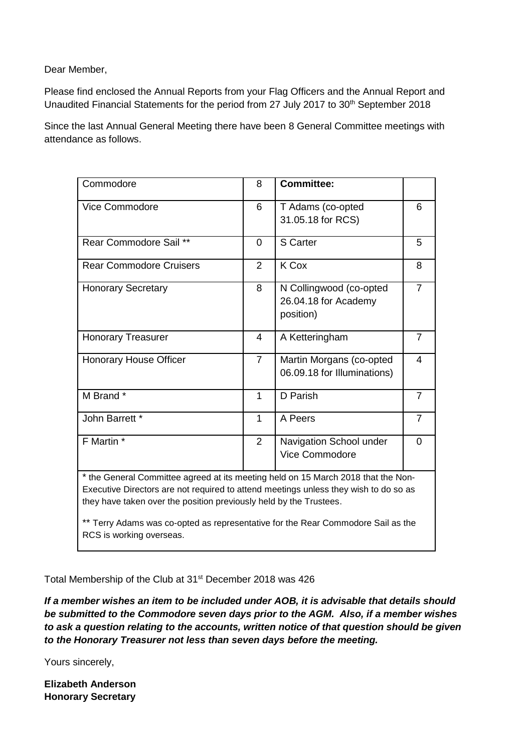Dear Member,

Please find enclosed the Annual Reports from your Flag Officers and the Annual Report and Unaudited Financial Statements for the period from 27 July 2017 to 30th September 2018

Since the last Annual General Meeting there have been 8 General Committee meetings with attendance as follows.

| Commodore | 8 | **Committee:** | |
|---|---|---|---|
| Vice Commodore | 6 | T Adams (co-opted 31.05.18 for RCS) | 6 |
| Rear Commodore Sail ** | 0 | S Carter | 5 |
| Rear Commodore Cruisers | 2 | K Cox | 8 |
| Honorary Secretary | 8 | N Collingwood (co-opted 26.04.18 for Academy position) | 7 |
| Honorary Treasurer | 4 | A Ketteringham | 7 |
| Honorary House Officer | 7 | Martin Morgans (co-opted 06.09.18 for Illuminations) | 4 |
| M Brand * | 1 | D Parish | 7 |
| John Barrett * | 1 | A Peers | 7 |
| F Martin * | 2 | Navigation School under Vice Commodore | 0 |

* the General Committee agreed at its meeting held on 15 March 2018 that the Non-Executive Directors are not required to attend meetings unless they wish to do so as they have taken over the position previously held by the Trustees.

** Terry Adams was co-opted as representative for the Rear Commodore Sail as the RCS is working overseas.

Total Membership of the Club at 31st December 2018 was 426

***If a member wishes an item to be included under AOB, it is advisable that details should be submitted to the Commodore seven days prior to the AGM. Also, if a member wishes to ask a question relating to the accounts, written notice of that question should be given to the Honorary Treasurer not less than seven days before the meeting.***

Yours sincerely,

**Elizabeth Anderson**
**Honorary Secretary**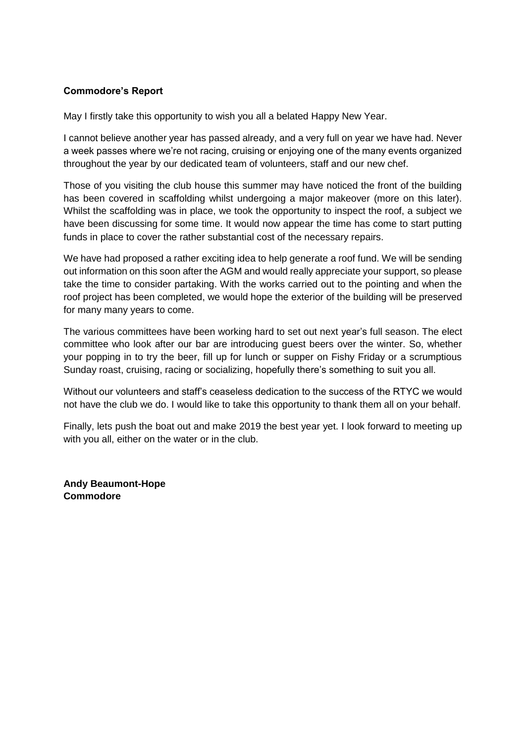**Commodore's Report**

May I firstly take this opportunity to wish you all a belated Happy New Year.

I cannot believe another year has passed already, and a very full on year we have had. Never a week passes where we're not racing, cruising or enjoying one of the many events organized throughout the year by our dedicated team of volunteers, staff and our new chef.

Those of you visiting the club house this summer may have noticed the front of the building has been covered in scaffolding whilst undergoing a major makeover (more on this later). Whilst the scaffolding was in place, we took the opportunity to inspect the roof, a subject we have been discussing for some time. It would now appear the time has come to start putting funds in place to cover the rather substantial cost of the necessary repairs.

We have had proposed a rather exciting idea to help generate a roof fund. We will be sending out information on this soon after the AGM and would really appreciate your support, so please take the time to consider partaking. With the works carried out to the pointing and when the roof project has been completed, we would hope the exterior of the building will be preserved for many many years to come.

The various committees have been working hard to set out next year's full season. The elect committee who look after our bar are introducing guest beers over the winter. So, whether your popping in to try the beer, fill up for lunch or supper on Fishy Friday or a scrumptious Sunday roast, cruising, racing or socializing, hopefully there's something to suit you all.

Without our volunteers and staff's ceaseless dedication to the success of the RTYC we would not have the club we do. I would like to take this opportunity to thank them all on your behalf.

Finally, lets push the boat out and make 2019 the best year yet. I look forward to meeting up with you all, either on the water or in the club.

**Andy Beaumont-Hope**
**Commodore**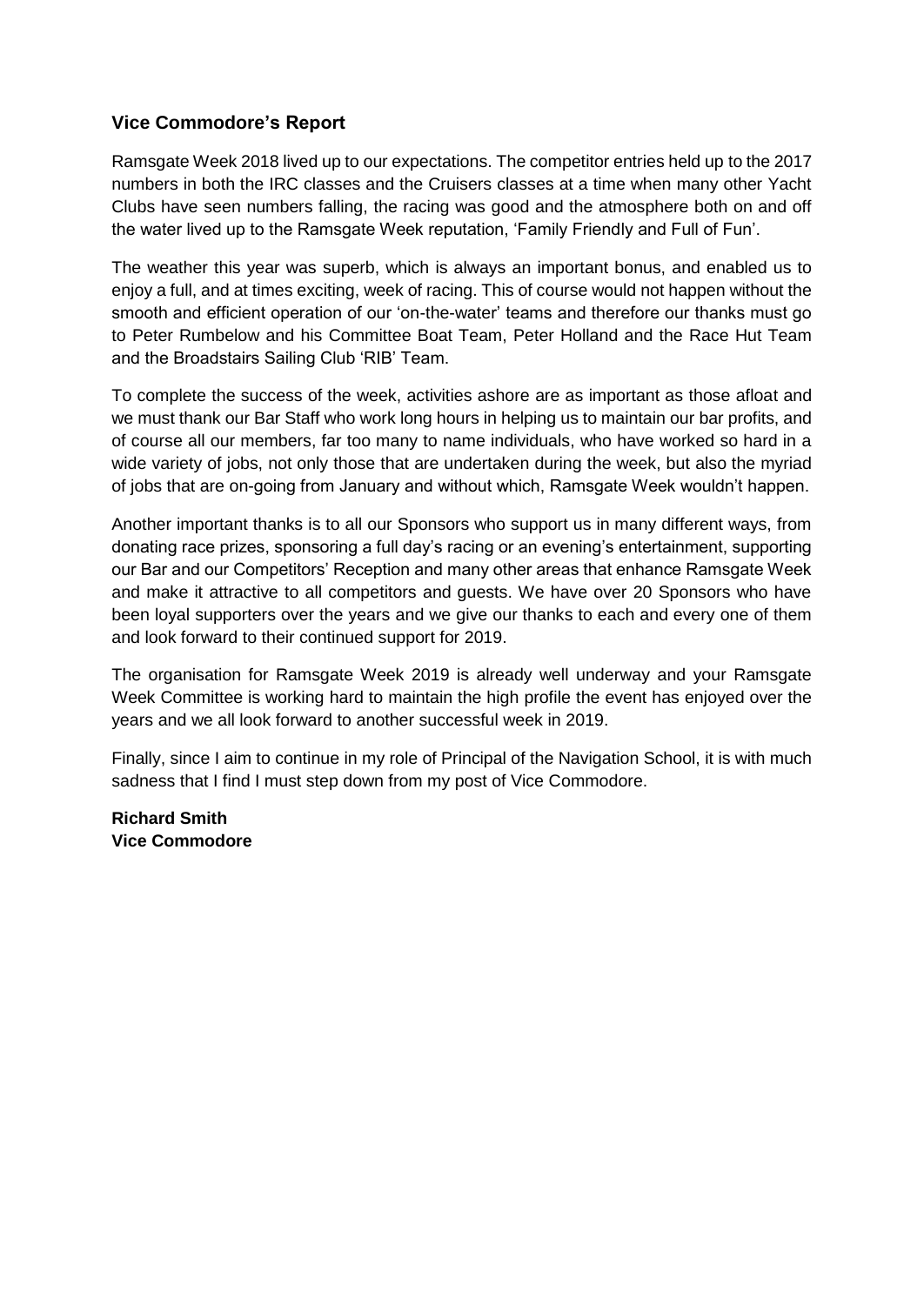## Vice Commodore's Report

Ramsgate Week 2018 lived up to our expectations. The competitor entries held up to the 2017 numbers in both the IRC classes and the Cruisers classes at a time when many other Yacht Clubs have seen numbers falling, the racing was good and the atmosphere both on and off the water lived up to the Ramsgate Week reputation, 'Family Friendly and Full of Fun'.

The weather this year was superb, which is always an important bonus, and enabled us to enjoy a full, and at times exciting, week of racing. This of course would not happen without the smooth and efficient operation of our 'on-the-water' teams and therefore our thanks must go to Peter Rumbelow and his Committee Boat Team, Peter Holland and the Race Hut Team and the Broadstairs Sailing Club 'RIB' Team.

To complete the success of the week, activities ashore are as important as those afloat and we must thank our Bar Staff who work long hours in helping us to maintain our bar profits, and of course all our members, far too many to name individuals, who have worked so hard in a wide variety of jobs, not only those that are undertaken during the week, but also the myriad of jobs that are on-going from January and without which, Ramsgate Week wouldn't happen.

Another important thanks is to all our Sponsors who support us in many different ways, from donating race prizes, sponsoring a full day's racing or an evening's entertainment, supporting our Bar and our Competitors' Reception and many other areas that enhance Ramsgate Week and make it attractive to all competitors and guests. We have over 20 Sponsors who have been loyal supporters over the years and we give our thanks to each and every one of them and look forward to their continued support for 2019.

The organisation for Ramsgate Week 2019 is already well underway and your Ramsgate Week Committee is working hard to maintain the high profile the event has enjoyed over the years and we all look forward to another successful week in 2019.

Finally, since I aim to continue in my role of Principal of the Navigation School, it is with much sadness that I find I must step down from my post of Vice Commodore.

**Richard Smith**
**Vice Commodore**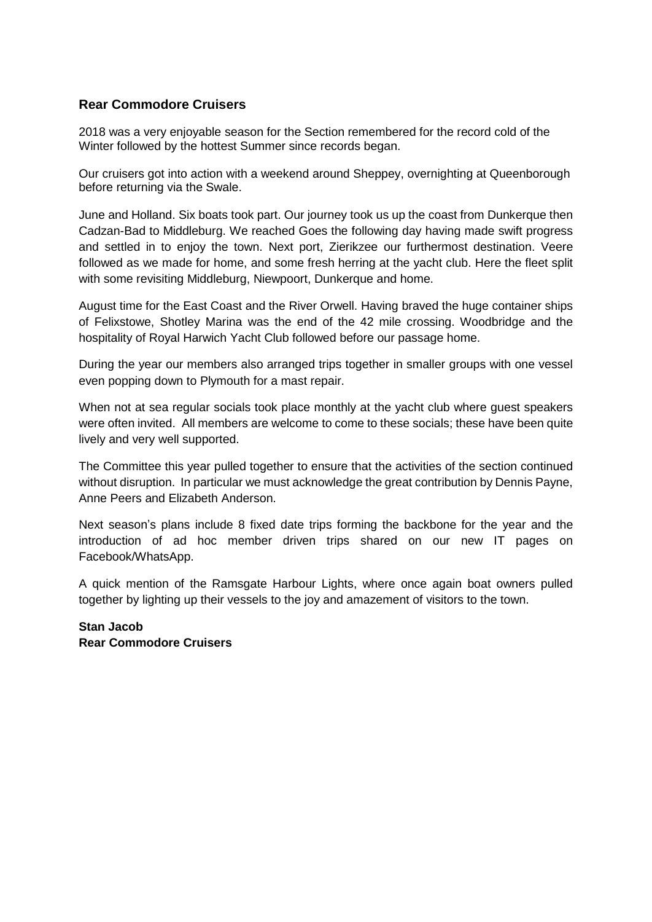### Rear Commodore Cruisers

2018 was a very enjoyable season for the Section remembered for the record cold of the Winter followed by the hottest Summer since records began.

Our cruisers got into action with a weekend around Sheppey, overnighting at Queenborough before returning via the Swale.

June and Holland. Six boats took part. Our journey took us up the coast from Dunkerque then Cadzan-Bad to Middleburg. We reached Goes the following day having made swift progress and settled in to enjoy the town. Next port, Zierikzee our furthermost destination. Veere followed as we made for home, and some fresh herring at the yacht club. Here the fleet split with some revisiting Middleburg, Niewpoort, Dunkerque and home.

August time for the East Coast and the River Orwell. Having braved the huge container ships of Felixstowe, Shotley Marina was the end of the 42 mile crossing. Woodbridge and the hospitality of Royal Harwich Yacht Club followed before our passage home.

During the year our members also arranged trips together in smaller groups with one vessel even popping down to Plymouth for a mast repair.

When not at sea regular socials took place monthly at the yacht club where guest speakers were often invited. All members are welcome to come to these socials; these have been quite lively and very well supported.

The Committee this year pulled together to ensure that the activities of the section continued without disruption. In particular we must acknowledge the great contribution by Dennis Payne, Anne Peers and Elizabeth Anderson.

Next season's plans include 8 fixed date trips forming the backbone for the year and the introduction of ad hoc member driven trips shared on our new IT pages on Facebook/WhatsApp.

A quick mention of the Ramsgate Harbour Lights, where once again boat owners pulled together by lighting up their vessels to the joy and amazement of visitors to the town.

**Stan Jacob**
**Rear Commodore Cruisers**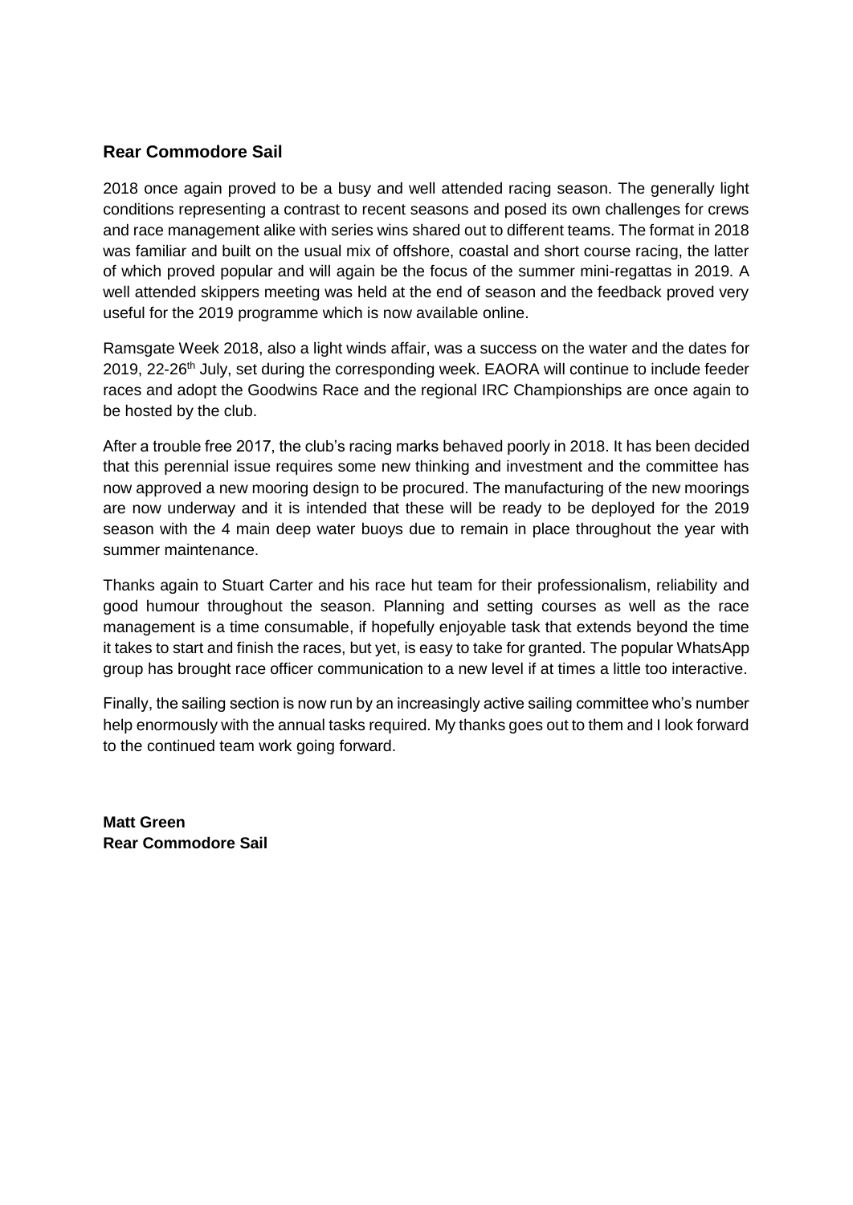## Rear Commodore Sail

2018 once again proved to be a busy and well attended racing season. The generally light conditions representing a contrast to recent seasons and posed its own challenges for crews and race management alike with series wins shared out to different teams. The format in 2018 was familiar and built on the usual mix of offshore, coastal and short course racing, the latter of which proved popular and will again be the focus of the summer mini-regattas in 2019. A well attended skippers meeting was held at the end of season and the feedback proved very useful for the 2019 programme which is now available online.

Ramsgate Week 2018, also a light winds affair, was a success on the water and the dates for 2019, 22-26th July, set during the corresponding week. EAORA will continue to include feeder races and adopt the Goodwins Race and the regional IRC Championships are once again to be hosted by the club.

After a trouble free 2017, the club's racing marks behaved poorly in 2018. It has been decided that this perennial issue requires some new thinking and investment and the committee has now approved a new mooring design to be procured. The manufacturing of the new moorings are now underway and it is intended that these will be ready to be deployed for the 2019 season with the 4 main deep water buoys due to remain in place throughout the year with summer maintenance.

Thanks again to Stuart Carter and his race hut team for their professionalism, reliability and good humour throughout the season. Planning and setting courses as well as the race management is a time consumable, if hopefully enjoyable task that extends beyond the time it takes to start and finish the races, but yet, is easy to take for granted. The popular WhatsApp group has brought race officer communication to a new level if at times a little too interactive.

Finally, the sailing section is now run by an increasingly active sailing committee who's number help enormously with the annual tasks required. My thanks goes out to them and I look forward to the continued team work going forward.

**Matt Green**
**Rear Commodore Sail**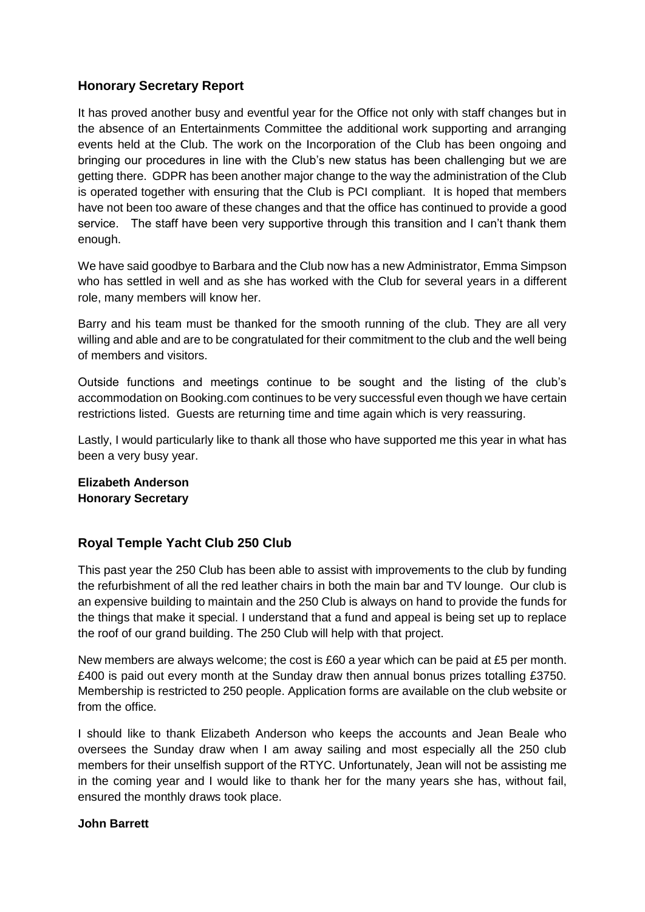## Honorary Secretary Report

It has proved another busy and eventful year for the Office not only with staff changes but in the absence of an Entertainments Committee the additional work supporting and arranging events held at the Club. The work on the Incorporation of the Club has been ongoing and bringing our procedures in line with the Club's new status has been challenging but we are getting there. GDPR has been another major change to the way the administration of the Club is operated together with ensuring that the Club is PCI compliant. It is hoped that members have not been too aware of these changes and that the office has continued to provide a good service. The staff have been very supportive through this transition and I can't thank them enough.

We have said goodbye to Barbara and the Club now has a new Administrator, Emma Simpson who has settled in well and as she has worked with the Club for several years in a different role, many members will know her.

Barry and his team must be thanked for the smooth running of the club. They are all very willing and able and are to be congratulated for their commitment to the club and the well being of members and visitors.

Outside functions and meetings continue to be sought and the listing of the club's accommodation on Booking.com continues to be very successful even though we have certain restrictions listed. Guests are returning time and time again which is very reassuring.

Lastly, I would particularly like to thank all those who have supported me this year in what has been a very busy year.

**Elizabeth Anderson**
**Honorary Secretary**

## Royal Temple Yacht Club 250 Club

This past year the 250 Club has been able to assist with improvements to the club by funding the refurbishment of all the red leather chairs in both the main bar and TV lounge. Our club is an expensive building to maintain and the 250 Club is always on hand to provide the funds for the things that make it special. I understand that a fund and appeal is being set up to replace the roof of our grand building. The 250 Club will help with that project.

New members are always welcome; the cost is £60 a year which can be paid at £5 per month. £400 is paid out every month at the Sunday draw then annual bonus prizes totalling £3750. Membership is restricted to 250 people. Application forms are available on the club website or from the office.

I should like to thank Elizabeth Anderson who keeps the accounts and Jean Beale who oversees the Sunday draw when I am away sailing and most especially all the 250 club members for their unselfish support of the RTYC. Unfortunately, Jean will not be assisting me in the coming year and I would like to thank her for the many years she has, without fail, ensured the monthly draws took place.

**John Barrett**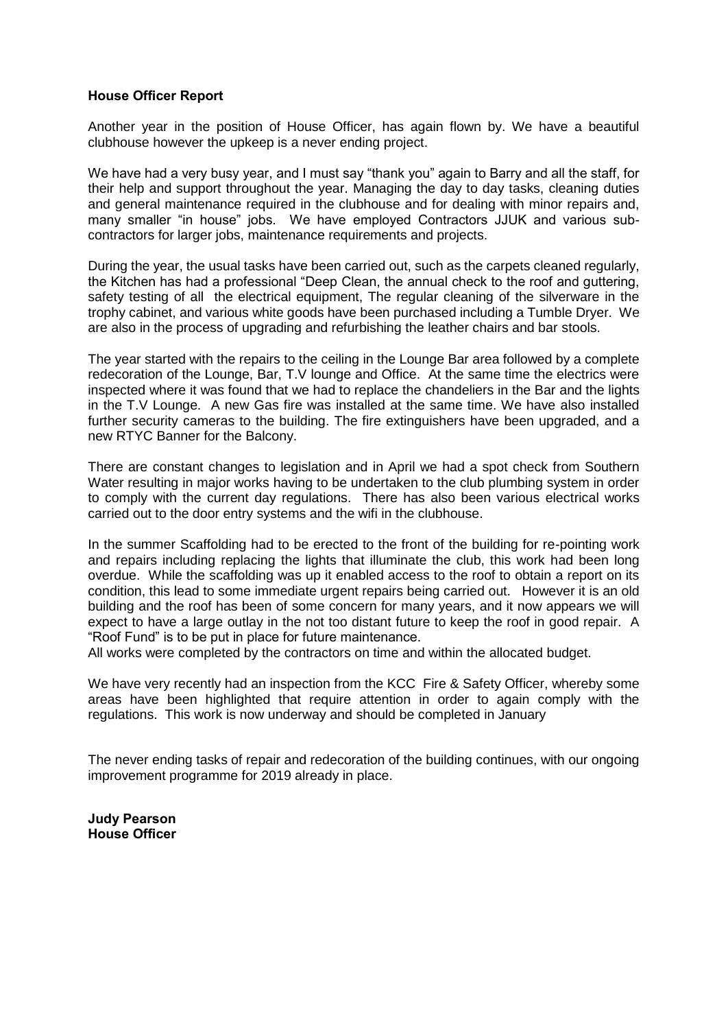**House Officer Report**

Another year in the position of House Officer, has again flown by. We have a beautiful clubhouse however the upkeep is a never ending project.

We have had a very busy year, and I must say "thank you" again to Barry and all the staff, for their help and support throughout the year. Managing the day to day tasks, cleaning duties and general maintenance required in the clubhouse and for dealing with minor repairs and, many smaller "in house" jobs. We have employed Contractors JJUK and various sub-contractors for larger jobs, maintenance requirements and projects.

During the year, the usual tasks have been carried out, such as the carpets cleaned regularly, the Kitchen has had a professional "Deep Clean, the annual check to the roof and guttering, safety testing of all the electrical equipment, The regular cleaning of the silverware in the trophy cabinet, and various white goods have been purchased including a Tumble Dryer. We are also in the process of upgrading and refurbishing the leather chairs and bar stools.

The year started with the repairs to the ceiling in the Lounge Bar area followed by a complete redecoration of the Lounge, Bar, T.V lounge and Office. At the same time the electrics were inspected where it was found that we had to replace the chandeliers in the Bar and the lights in the T.V Lounge. A new Gas fire was installed at the same time. We have also installed further security cameras to the building. The fire extinguishers have been upgraded, and a new RTYC Banner for the Balcony.

There are constant changes to legislation and in April we had a spot check from Southern Water resulting in major works having to be undertaken to the club plumbing system in order to comply with the current day regulations. There has also been various electrical works carried out to the door entry systems and the wifi in the clubhouse.

In the summer Scaffolding had to be erected to the front of the building for re-pointing work and repairs including replacing the lights that illuminate the club, this work had been long overdue. While the scaffolding was up it enabled access to the roof to obtain a report on its condition, this lead to some immediate urgent repairs being carried out. However it is an old building and the roof has been of some concern for many years, and it now appears we will expect to have a large outlay in the not too distant future to keep the roof in good repair. A "Roof Fund" is to be put in place for future maintenance.
All works were completed by the contractors on time and within the allocated budget.

We have very recently had an inspection from the KCC Fire & Safety Officer, whereby some areas have been highlighted that require attention in order to again comply with the regulations. This work is now underway and should be completed in January

The never ending tasks of repair and redecoration of the building continues, with our ongoing improvement programme for 2019 already in place.

**Judy Pearson**
**House Officer**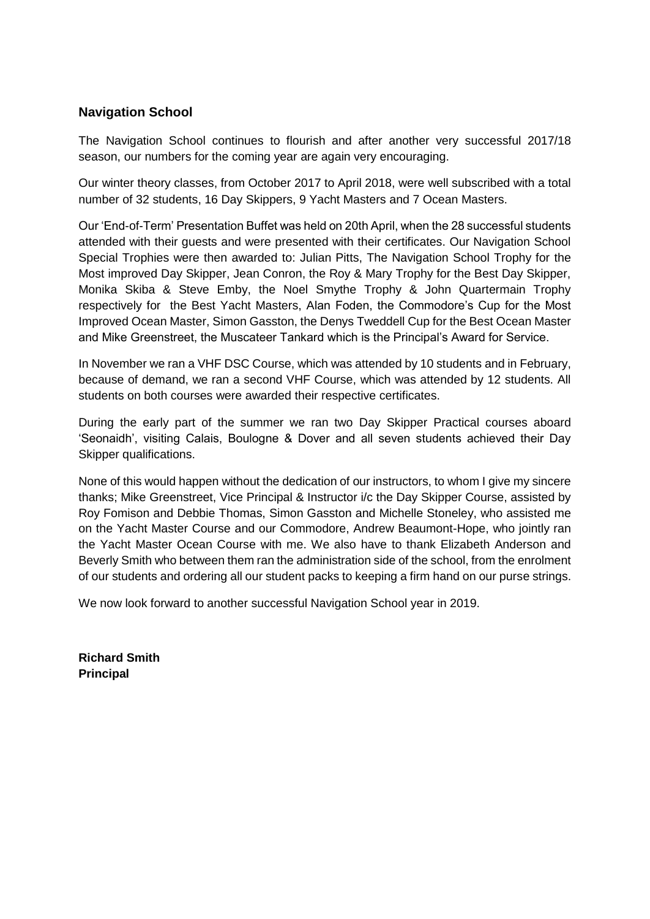## Navigation School

The Navigation School continues to flourish and after another very successful 2017/18 season, our numbers for the coming year are again very encouraging.

Our winter theory classes, from October 2017 to April 2018, were well subscribed with a total number of 32 students, 16 Day Skippers, 9 Yacht Masters and 7 Ocean Masters.

Our 'End-of-Term' Presentation Buffet was held on 20th April, when the 28 successful students attended with their guests and were presented with their certificates. Our Navigation School Special Trophies were then awarded to: Julian Pitts, The Navigation School Trophy for the Most improved Day Skipper, Jean Conron, the Roy & Mary Trophy for the Best Day Skipper, Monika Skiba & Steve Emby, the Noel Smythe Trophy & John Quartermain Trophy respectively for the Best Yacht Masters, Alan Foden, the Commodore's Cup for the Most Improved Ocean Master, Simon Gasston, the Denys Tweddell Cup for the Best Ocean Master and Mike Greenstreet, the Muscateer Tankard which is the Principal's Award for Service.

In November we ran a VHF DSC Course, which was attended by 10 students and in February, because of demand, we ran a second VHF Course, which was attended by 12 students. All students on both courses were awarded their respective certificates.

During the early part of the summer we ran two Day Skipper Practical courses aboard 'Seonaidh', visiting Calais, Boulogne & Dover and all seven students achieved their Day Skipper qualifications.

None of this would happen without the dedication of our instructors, to whom I give my sincere thanks; Mike Greenstreet, Vice Principal & Instructor i/c the Day Skipper Course, assisted by Roy Fomison and Debbie Thomas, Simon Gasston and Michelle Stoneley, who assisted me on the Yacht Master Course and our Commodore, Andrew Beaumont-Hope, who jointly ran the Yacht Master Ocean Course with me. We also have to thank Elizabeth Anderson and Beverly Smith who between them ran the administration side of the school, from the enrolment of our students and ordering all our student packs to keeping a firm hand on our purse strings.

We now look forward to another successful Navigation School year in 2019.

**Richard Smith**
**Principal**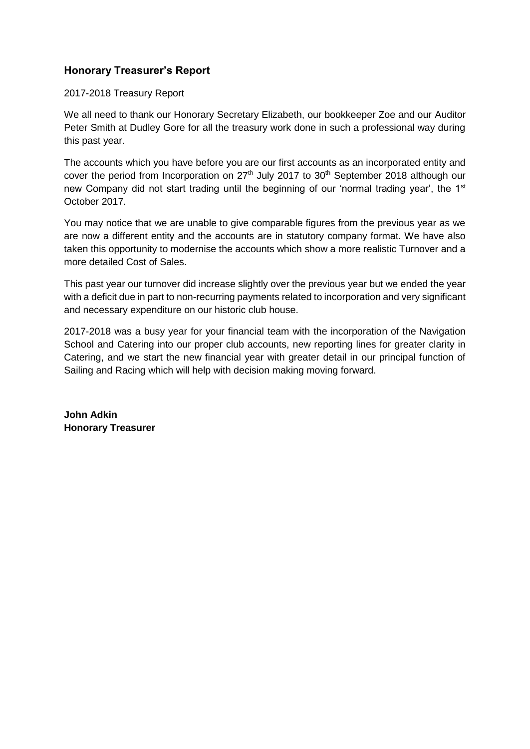## Honorary Treasurer's Report

2017-2018 Treasury Report

We all need to thank our Honorary Secretary Elizabeth, our bookkeeper Zoe and our Auditor Peter Smith at Dudley Gore for all the treasury work done in such a professional way during this past year.

The accounts which you have before you are our first accounts as an incorporated entity and cover the period from Incorporation on 27th July 2017 to 30th September 2018 although our new Company did not start trading until the beginning of our 'normal trading year', the 1st October 2017.

You may notice that we are unable to give comparable figures from the previous year as we are now a different entity and the accounts are in statutory company format. We have also taken this opportunity to modernise the accounts which show a more realistic Turnover and a more detailed Cost of Sales.

This past year our turnover did increase slightly over the previous year but we ended the year with a deficit due in part to non-recurring payments related to incorporation and very significant and necessary expenditure on our historic club house.

2017-2018 was a busy year for your financial team with the incorporation of the Navigation School and Catering into our proper club accounts, new reporting lines for greater clarity in Catering, and we start the new financial year with greater detail in our principal function of Sailing and Racing which will help with decision making moving forward.

**John Adkin**
**Honorary Treasurer**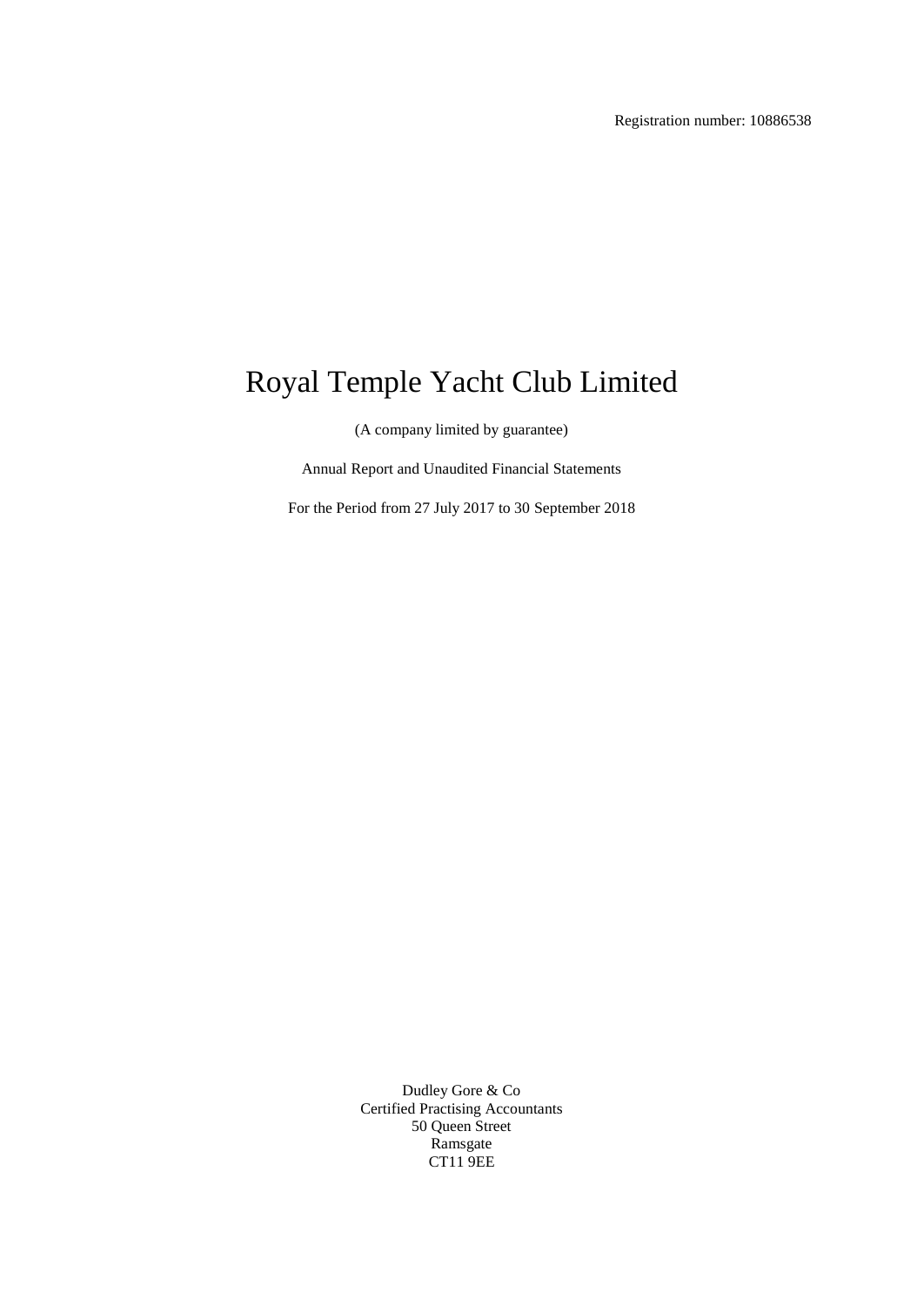Registration number: 10886538

# Royal Temple Yacht Club Limited

(A company limited by guarantee)

Annual Report and Unaudited Financial Statements

For the Period from 27 July 2017 to 30 September 2018

Dudley Gore & Co
Certified Practising Accountants
50 Queen Street
Ramsgate
CT11 9EE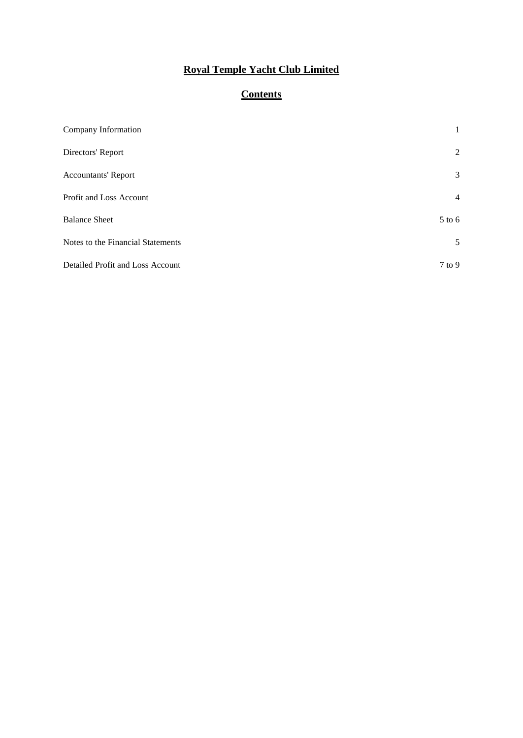# Royal Temple Yacht Club Limited

## Contents

| | |
|---|---|
| Company Information | 1 |
| Directors' Report | 2 |
| Accountants' Report | 3 |
| Profit and Loss Account | 4 |
| Balance Sheet | 5 to 6 |
| Notes to the Financial Statements | 5 |
| Detailed Profit and Loss Account | 7 to 9 |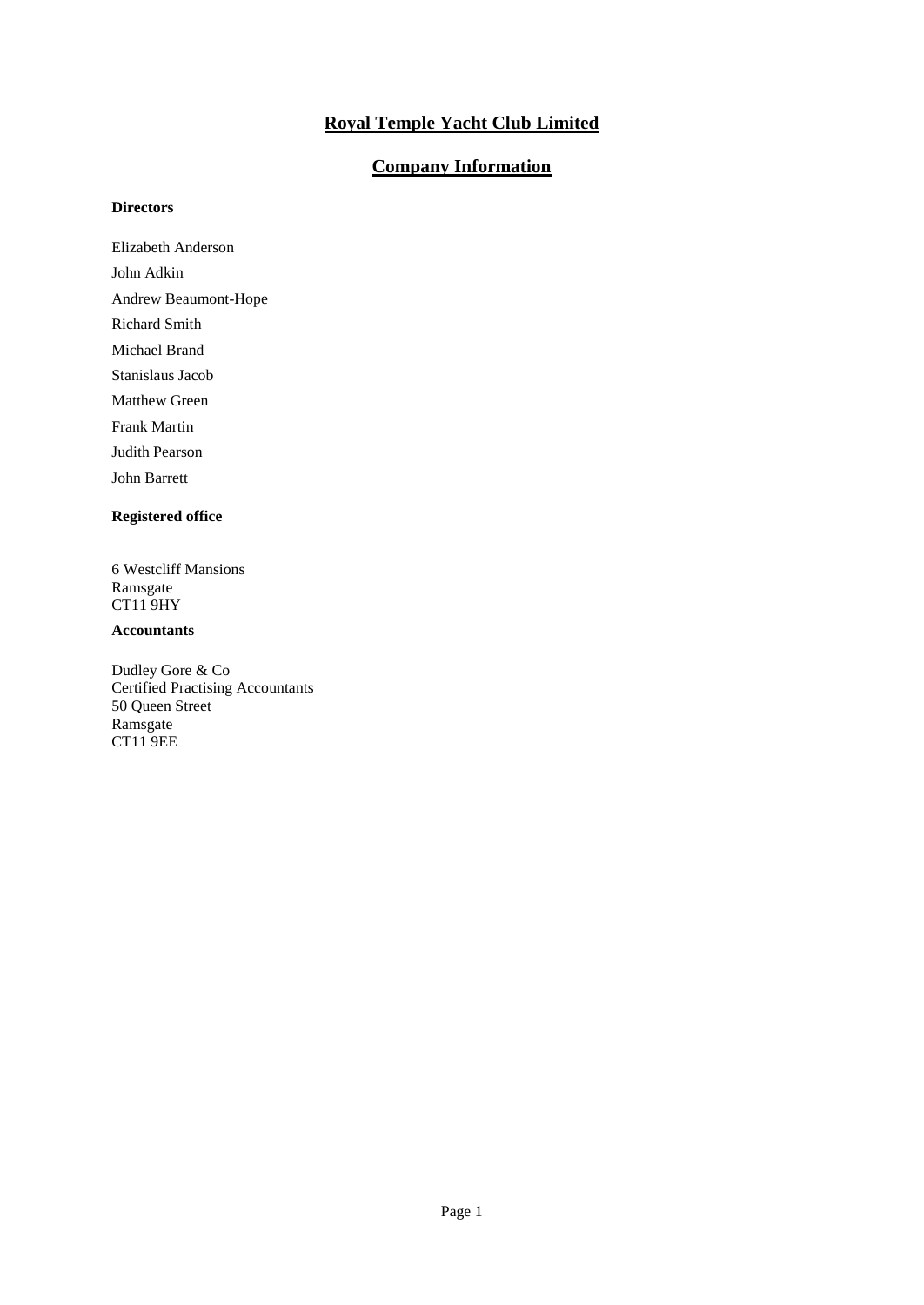# Royal Temple Yacht Club Limited

## Company Information

**Directors**

Elizabeth Anderson

John Adkin

Andrew Beaumont-Hope

Richard Smith

Michael Brand

Stanislaus Jacob

Matthew Green

Frank Martin

Judith Pearson

John Barrett

**Registered office**

6 Westcliff Mansions
Ramsgate
CT11 9HY

**Accountants**

Dudley Gore & Co
Certified Practising Accountants
50 Queen Street
Ramsgate
CT11 9EE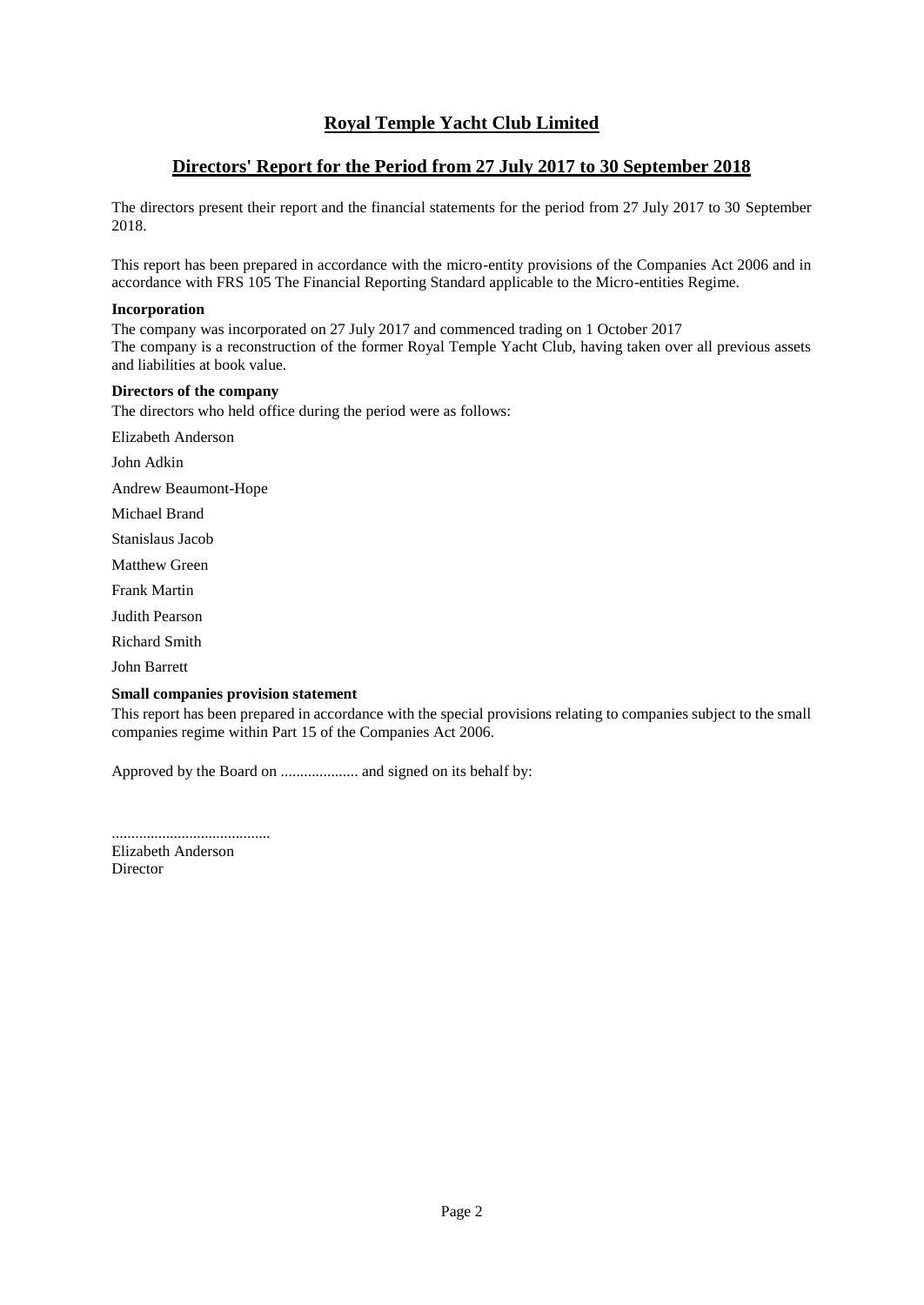# Royal Temple Yacht Club Limited

## Directors' Report for the Period from 27 July 2017 to 30 September 2018

The directors present their report and the financial statements for the period from 27 July 2017 to 30 September 2018.

This report has been prepared in accordance with the micro-entity provisions of the Companies Act 2006 and in accordance with FRS 105 The Financial Reporting Standard applicable to the Micro-entities Regime.

**Incorporation**

The company was incorporated on 27 July 2017 and commenced trading on 1 October 2017
The company is a reconstruction of the former Royal Temple Yacht Club, having taken over all previous assets and liabilities at book value.

**Directors of the company**

The directors who held office during the period were as follows:

Elizabeth Anderson

John Adkin

Andrew Beaumont-Hope

Michael Brand

Stanislaus Jacob

Matthew Green

Frank Martin

Judith Pearson

Richard Smith

John Barrett

**Small companies provision statement**

This report has been prepared in accordance with the special provisions relating to companies subject to the small companies regime within Part 15 of the Companies Act 2006.

Approved by the Board on .................... and signed on its behalf by:

.........................................
Elizabeth Anderson
Director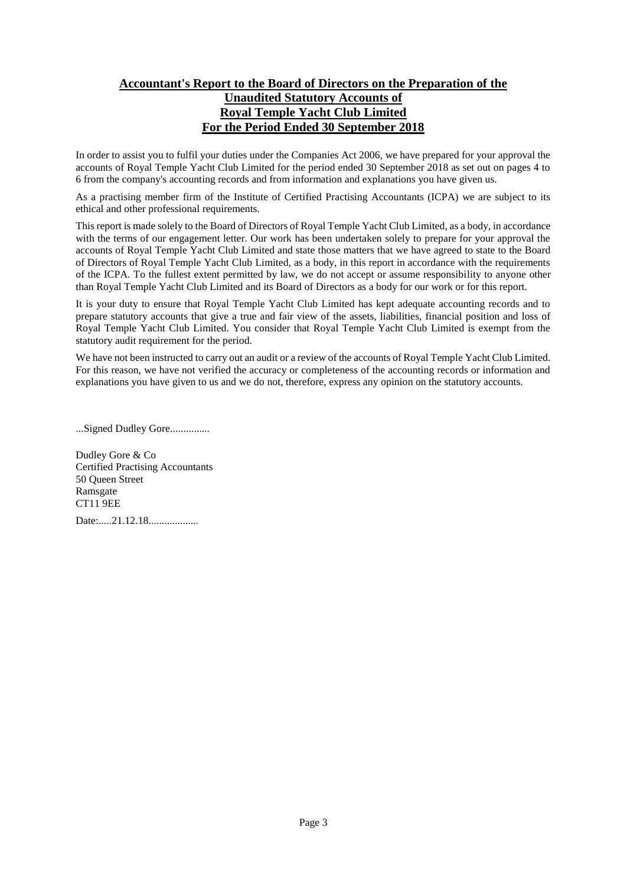# Accountant's Report to the Board of Directors on the Preparation of the Unaudited Statutory Accounts of Royal Temple Yacht Club Limited For the Period Ended 30 September 2018

In order to assist you to fulfil your duties under the Companies Act 2006, we have prepared for your approval the accounts of Royal Temple Yacht Club Limited for the period ended 30 September 2018 as set out on pages 4 to 6 from the company's accounting records and from information and explanations you have given us.

As a practising member firm of the Institute of Certified Practising Accountants (ICPA) we are subject to its ethical and other professional requirements.

This report is made solely to the Board of Directors of Royal Temple Yacht Club Limited, as a body, in accordance with the terms of our engagement letter. Our work has been undertaken solely to prepare for your approval the accounts of Royal Temple Yacht Club Limited and state those matters that we have agreed to state to the Board of Directors of Royal Temple Yacht Club Limited, as a body, in this report in accordance with the requirements of the ICPA. To the fullest extent permitted by law, we do not accept or assume responsibility to anyone other than Royal Temple Yacht Club Limited and its Board of Directors as a body for our work or for this report.

It is your duty to ensure that Royal Temple Yacht Club Limited has kept adequate accounting records and to prepare statutory accounts that give a true and fair view of the assets, liabilities, financial position and loss of Royal Temple Yacht Club Limited. You consider that Royal Temple Yacht Club Limited is exempt from the statutory audit requirement for the period.

We have not been instructed to carry out an audit or a review of the accounts of Royal Temple Yacht Club Limited. For this reason, we have not verified the accuracy or completeness of the accounting records or information and explanations you have given to us and we do not, therefore, express any opinion on the statutory accounts.

...Signed Dudley Gore...............

Dudley Gore & Co
Certified Practising Accountants
50 Queen Street
Ramsgate
CT11 9EE

Date:.....21.12.18..................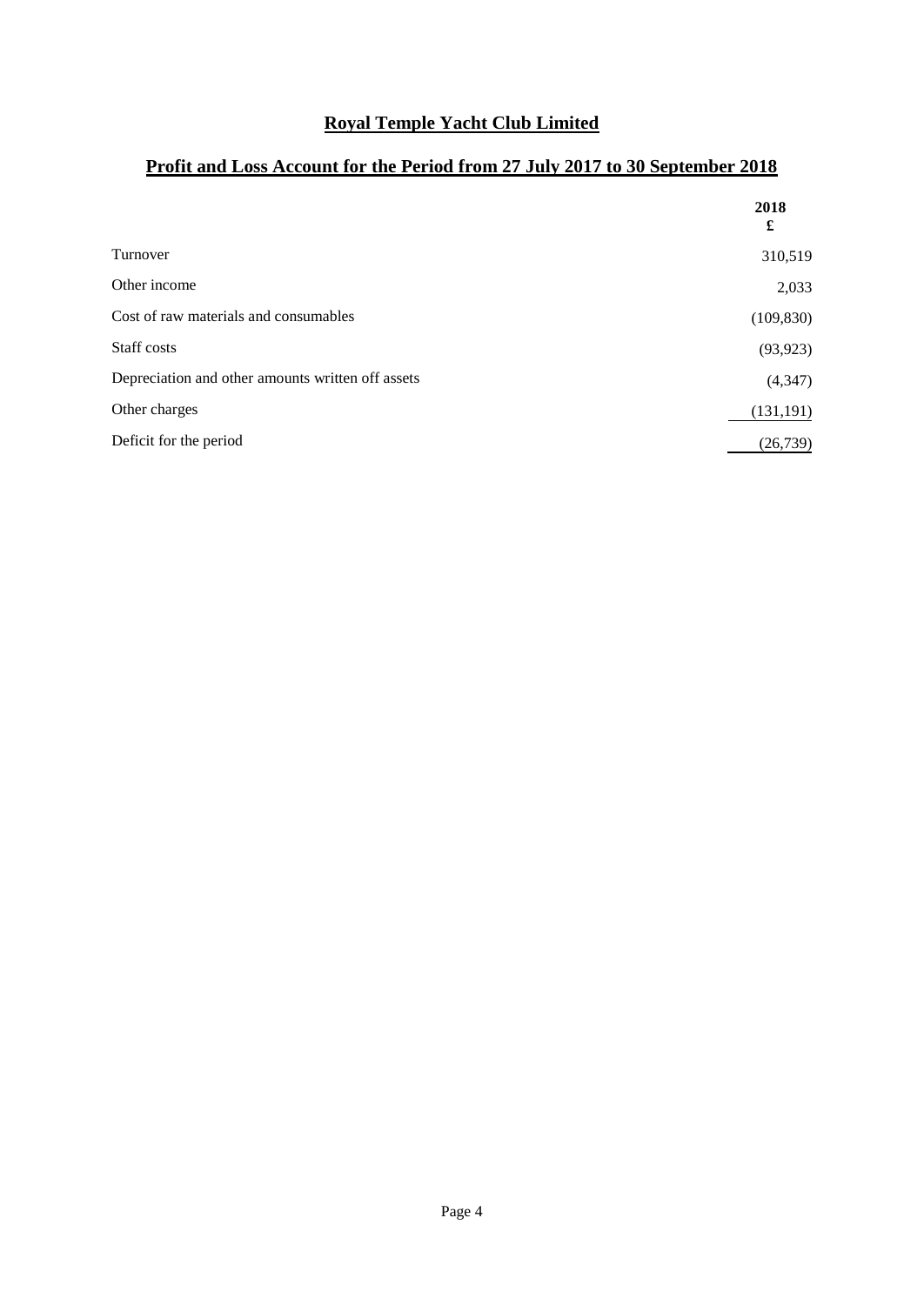# Royal Temple Yacht Club Limited

## Profit and Loss Account for the Period from 27 July 2017 to 30 September 2018

| | 2018 £ |
|---|---|
| Turnover | 310,519 |
| Other income | 2,033 |
| Cost of raw materials and consumables | (109,830) |
| Staff costs | (93,923) |
| Depreciation and other amounts written off assets | (4,347) |
| Other charges | (131,191) |
| Deficit for the period | (26,739) |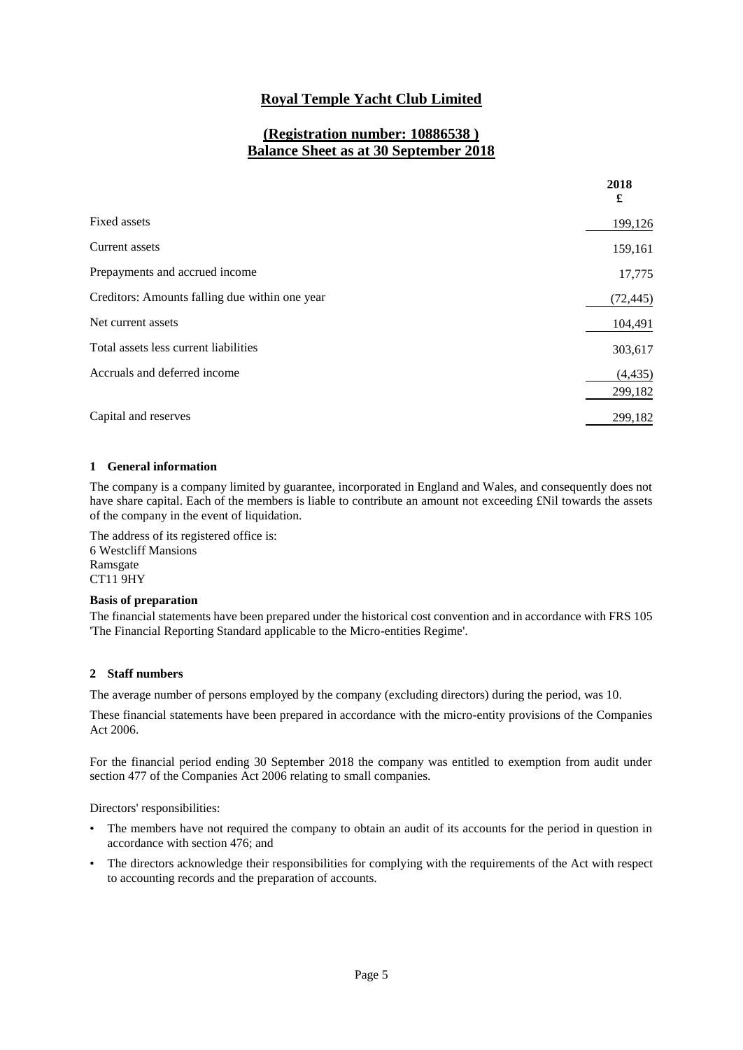# Royal Temple Yacht Club Limited

## (Registration number: 10886538 )
## Balance Sheet as at 30 September 2018

| | 2018 £ |
|---|---|
| Fixed assets | 199,126 |
| Current assets | 159,161 |
| Prepayments and accrued income | 17,775 |
| Creditors: Amounts falling due within one year | (72,445) |
| Net current assets | 104,491 |
| Total assets less current liabilities | 303,617 |
| Accruals and deferred income | (4,435) |
| | 299,182 |
| Capital and reserves | 299,182 |

### 1 General information

The company is a company limited by guarantee, incorporated in England and Wales, and consequently does not have share capital. Each of the members is liable to contribute an amount not exceeding £Nil towards the assets of the company in the event of liquidation.

The address of its registered office is:
6 Westcliff Mansions
Ramsgate
CT11 9HY

**Basis of preparation**

The financial statements have been prepared under the historical cost convention and in accordance with FRS 105 'The Financial Reporting Standard applicable to the Micro-entities Regime'.

### 2 Staff numbers

The average number of persons employed by the company (excluding directors) during the period, was 10.

These financial statements have been prepared in accordance with the micro-entity provisions of the Companies Act 2006.

For the financial period ending 30 September 2018 the company was entitled to exemption from audit under section 477 of the Companies Act 2006 relating to small companies.

Directors' responsibilities:

- The members have not required the company to obtain an audit of its accounts for the period in question in accordance with section 476; and
- The directors acknowledge their responsibilities for complying with the requirements of the Act with respect to accounting records and the preparation of accounts.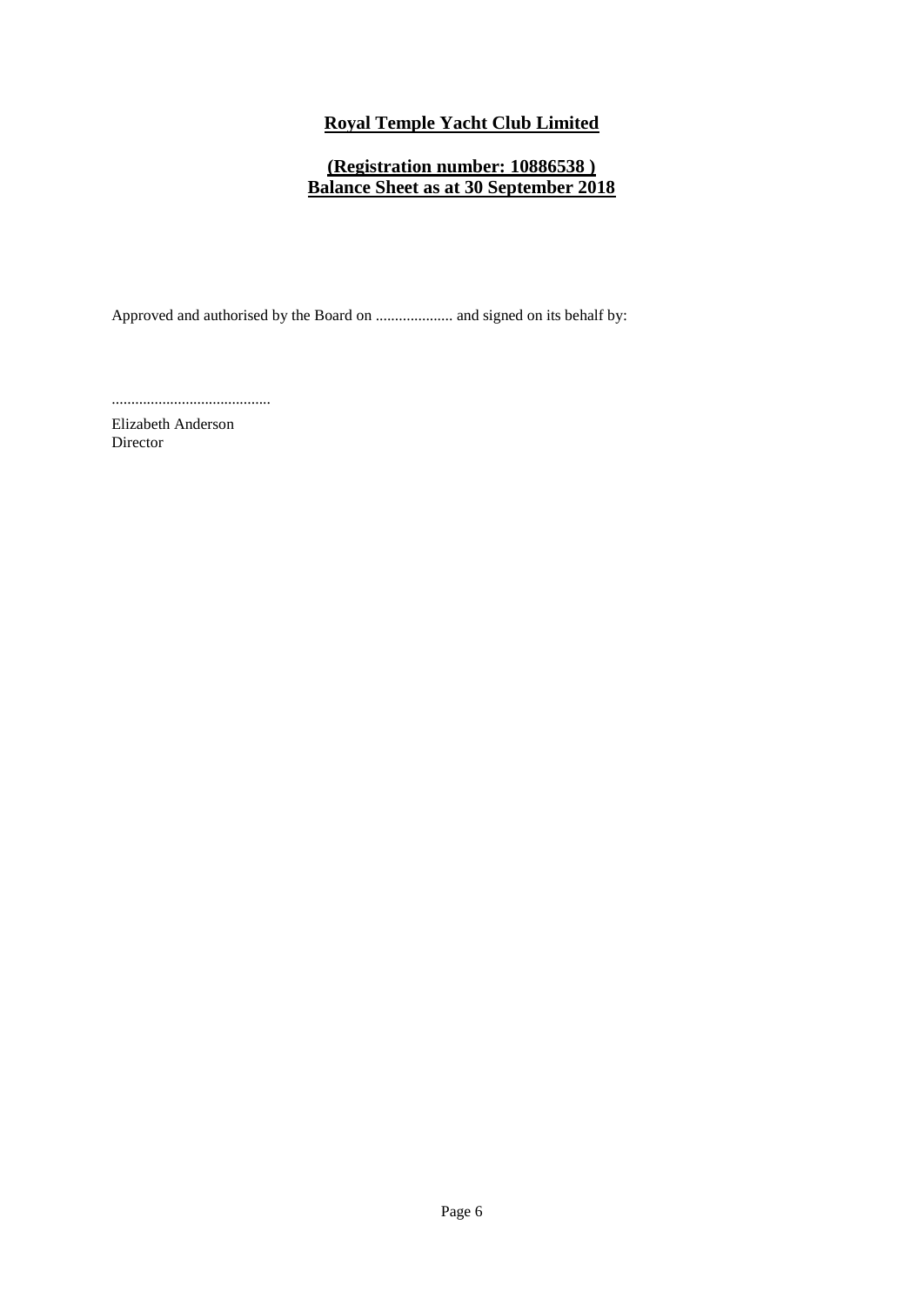# Royal Temple Yacht Club Limited

## (Registration number: 10886538 )
## Balance Sheet as at 30 September 2018

Approved and authorised by the Board on .................... and signed on its behalf by:

.........................................

Elizabeth Anderson
Director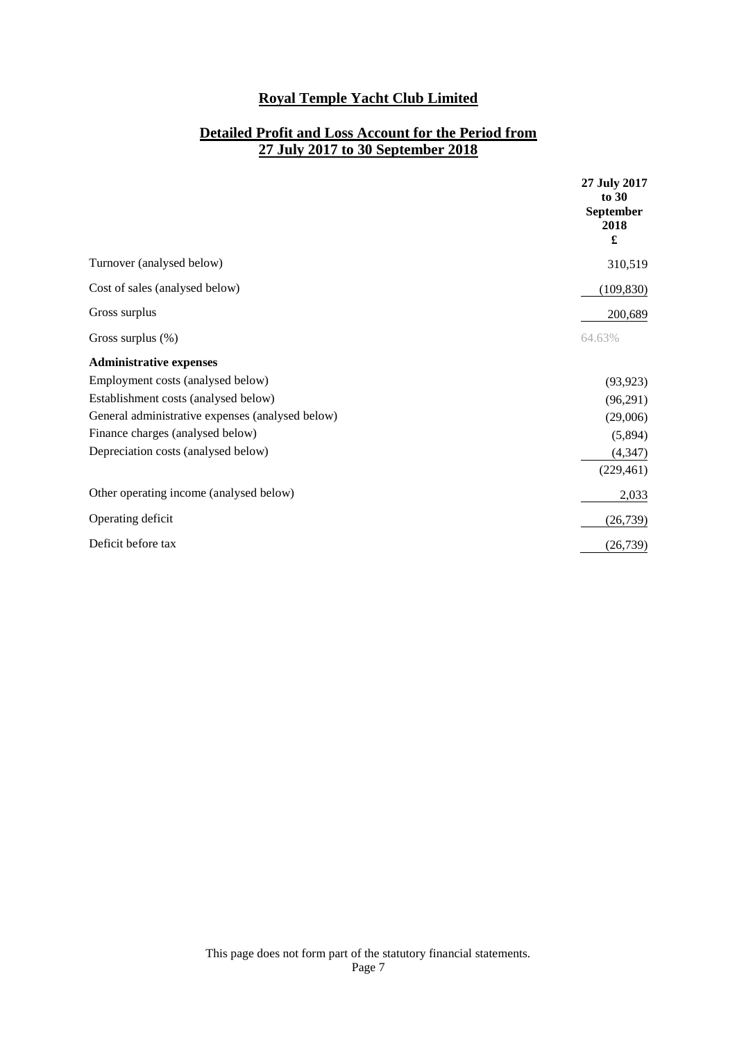# Royal Temple Yacht Club Limited

## Detailed Profit and Loss Account for the Period from 27 July 2017 to 30 September 2018

| | 27 July 2017 to 30 September 2018 £ |
|---|---|
| Turnover (analysed below) | 310,519 |
| Cost of sales (analysed below) | (109,830) |
| Gross surplus | 200,689 |
| Gross surplus (%) | 64.63% |
| **Administrative expenses** | |
| Employment costs (analysed below) | (93,923) |
| Establishment costs (analysed below) | (96,291) |
| General administrative expenses (analysed below) | (29,006) |
| Finance charges (analysed below) | (5,894) |
| Depreciation costs (analysed below) | (4,347) |
| | (229,461) |
| Other operating income (analysed below) | 2,033 |
| Operating deficit | (26,739) |
| Deficit before tax | (26,739) |

This page does not form part of the statutory financial statements.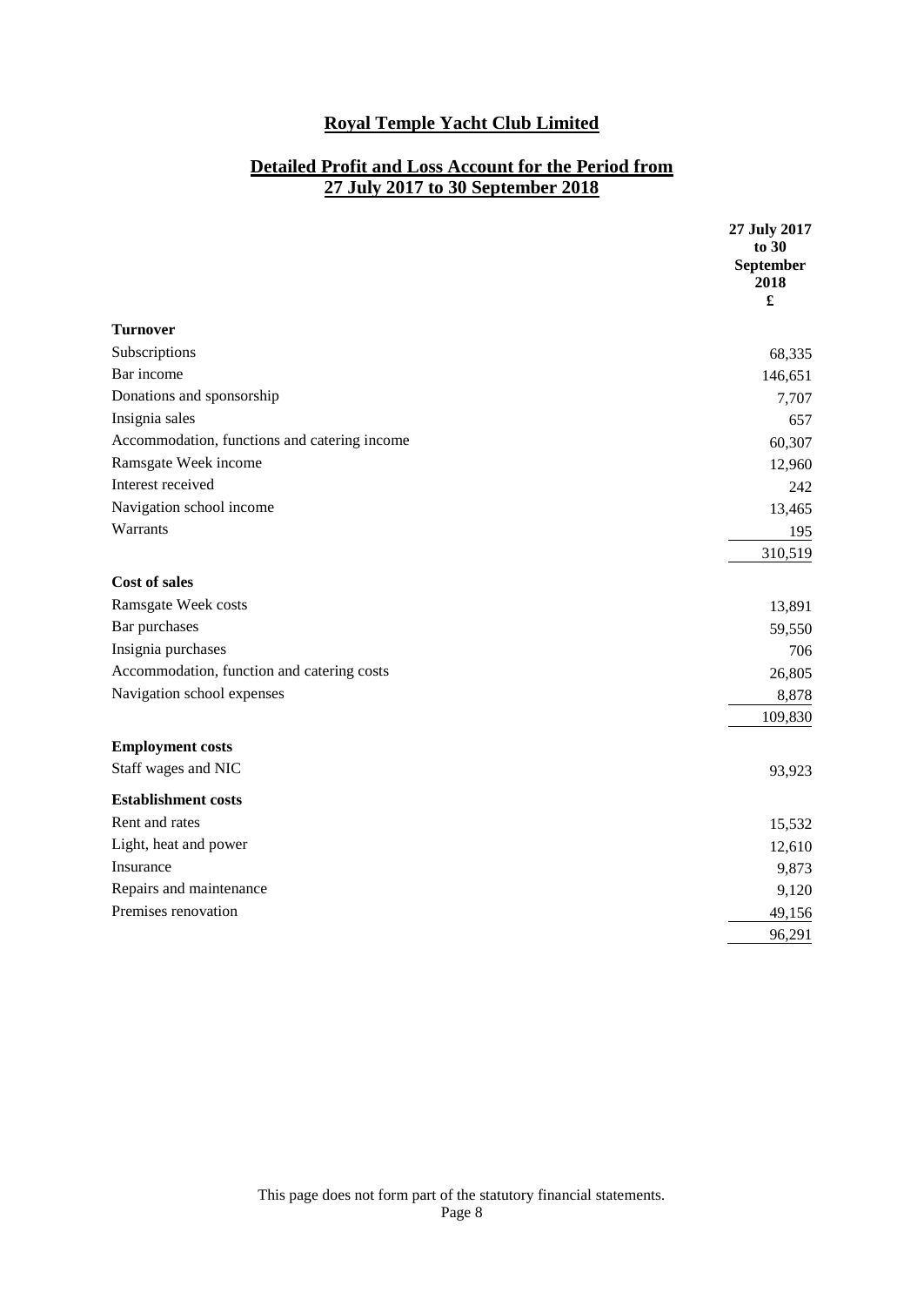# Royal Temple Yacht Club Limited

## Detailed Profit and Loss Account for the Period from 27 July 2017 to 30 September 2018

| | 27 July 2017 to 30 September 2018 £ |
|---|---|
| **Turnover** | |
| Subscriptions | 68,335 |
| Bar income | 146,651 |
| Donations and sponsorship | 7,707 |
| Insignia sales | 657 |
| Accommodation, functions and catering income | 60,307 |
| Ramsgate Week income | 12,960 |
| Interest received | 242 |
| Navigation school income | 13,465 |
| Warrants | 195 |
| | 310,519 |
| **Cost of sales** | |
| Ramsgate Week costs | 13,891 |
| Bar purchases | 59,550 |
| Insignia purchases | 706 |
| Accommodation, function and catering costs | 26,805 |
| Navigation school expenses | 8,878 |
| | 109,830 |
| **Employment costs** | |
| Staff wages and NIC | 93,923 |
| **Establishment costs** | |
| Rent and rates | 15,532 |
| Light, heat and power | 12,610 |
| Insurance | 9,873 |
| Repairs and maintenance | 9,120 |
| Premises renovation | 49,156 |
| | 96,291 |

This page does not form part of the statutory financial statements.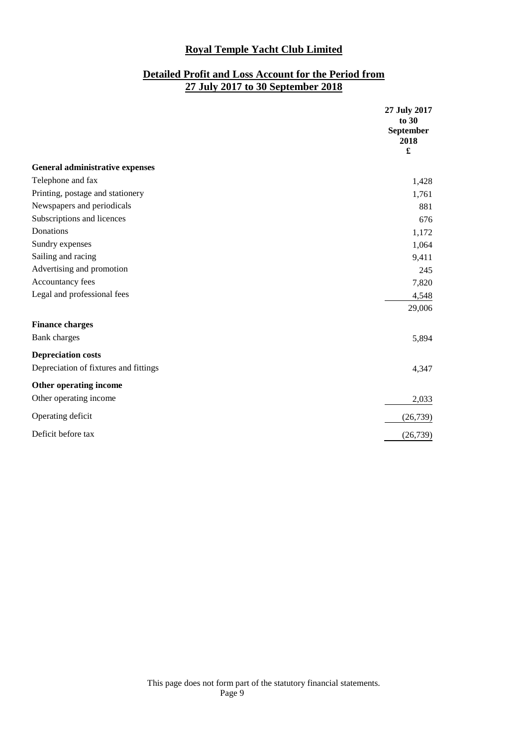# Royal Temple Yacht Club Limited

## Detailed Profit and Loss Account for the Period from 27 July 2017 to 30 September 2018

| | 27 July 2017 to 30 September 2018 £ |
|---|---|
| **General administrative expenses** | |
| Telephone and fax | 1,428 |
| Printing, postage and stationery | 1,761 |
| Newspapers and periodicals | 881 |
| Subscriptions and licences | 676 |
| Donations | 1,172 |
| Sundry expenses | 1,064 |
| Sailing and racing | 9,411 |
| Advertising and promotion | 245 |
| Accountancy fees | 7,820 |
| Legal and professional fees | 4,548 |
| | 29,006 |
| **Finance charges** | |
| Bank charges | 5,894 |
| **Depreciation costs** | |
| Depreciation of fixtures and fittings | 4,347 |
| **Other operating income** | |
| Other operating income | 2,033 |
| Operating deficit | (26,739) |
| Deficit before tax | (26,739) |

This page does not form part of the statutory financial statements.